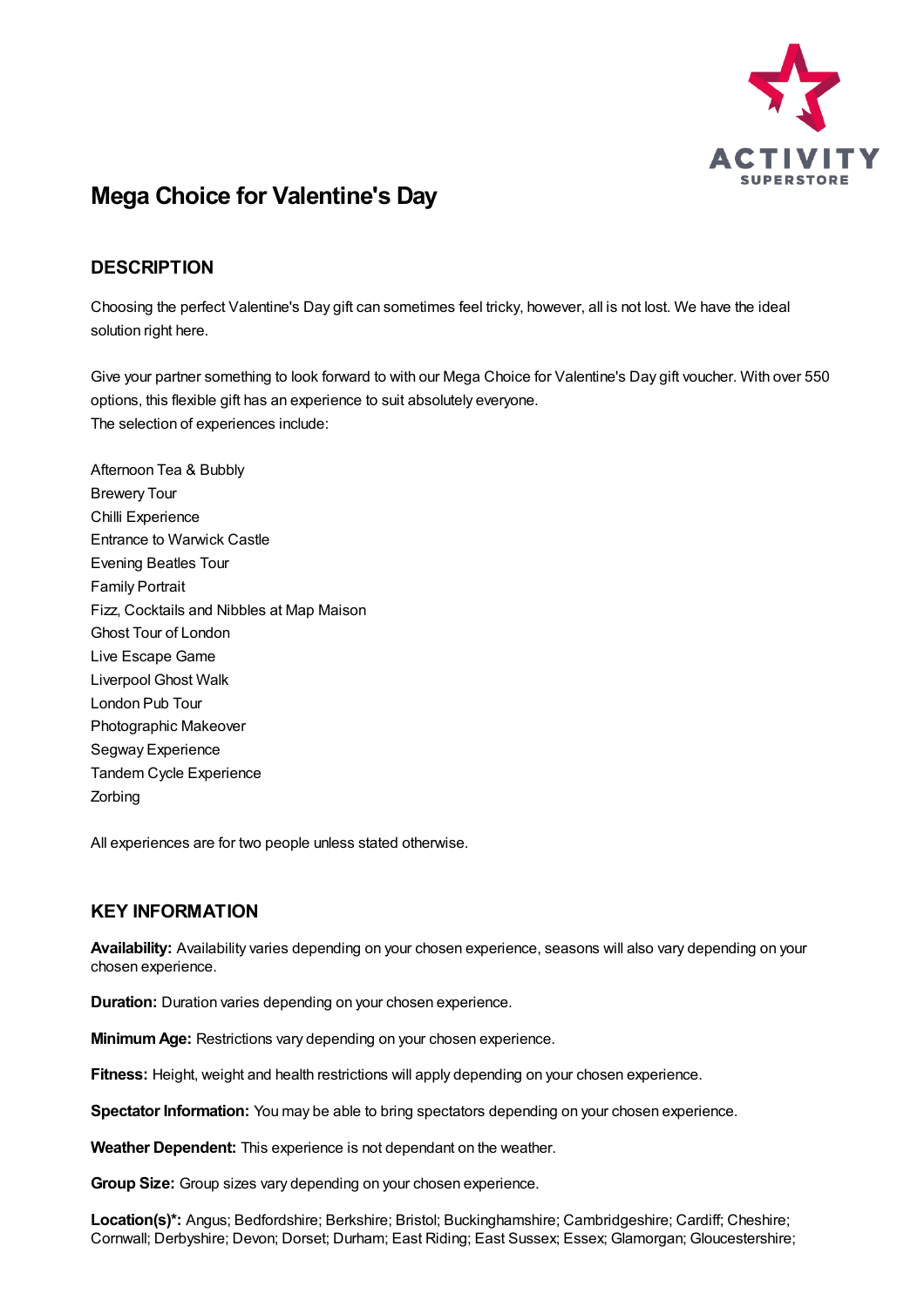# Mega Choice for Valentine's Day

## DESCRIPTION

Choosing the perfect Valentine's Day gift can sometimes feel tricky, however, all is not lost. We have the ideal solution right here.

Give your partner something to look forward to with our Mega Choice for Valentine's Day gift voucher. With over 550 options, this flexible gift has an experience to suit absolutely everyone.
The selection of experiences include:

Afternoon Tea & Bubbly
Brewery Tour
Chilli Experience
Entrance to Warwick Castle
Evening Beatles Tour
Family Portrait
Fizz, Cocktails and Nibbles at Map Maison
Ghost Tour of London
Live Escape Game
Liverpool Ghost Walk
London Pub Tour
Photographic Makeover
Segway Experience
Tandem Cycle Experience
Zorbing

All experiences are for two people unless stated otherwise.

## KEY INFORMATION

**Availability:** Availability varies depending on your chosen experience, seasons will also vary depending on your chosen experience.

**Duration:** Duration varies depending on your chosen experience.

**Minimum Age:** Restrictions vary depending on your chosen experience.

**Fitness:** Height, weight and health restrictions will apply depending on your chosen experience.

**Spectator Information:** You may be able to bring spectators depending on your chosen experience.

**Weather Dependent:** This experience is not dependant on the weather.

**Group Size:** Group sizes vary depending on your chosen experience.

**Location(s)*:** Angus; Bedfordshire; Berkshire; Bristol; Buckinghamshire; Cambridgeshire; Cardiff; Cheshire; Cornwall; Derbyshire; Devon; Dorset; Durham; East Riding; East Sussex; Essex; Glamorgan; Gloucestershire;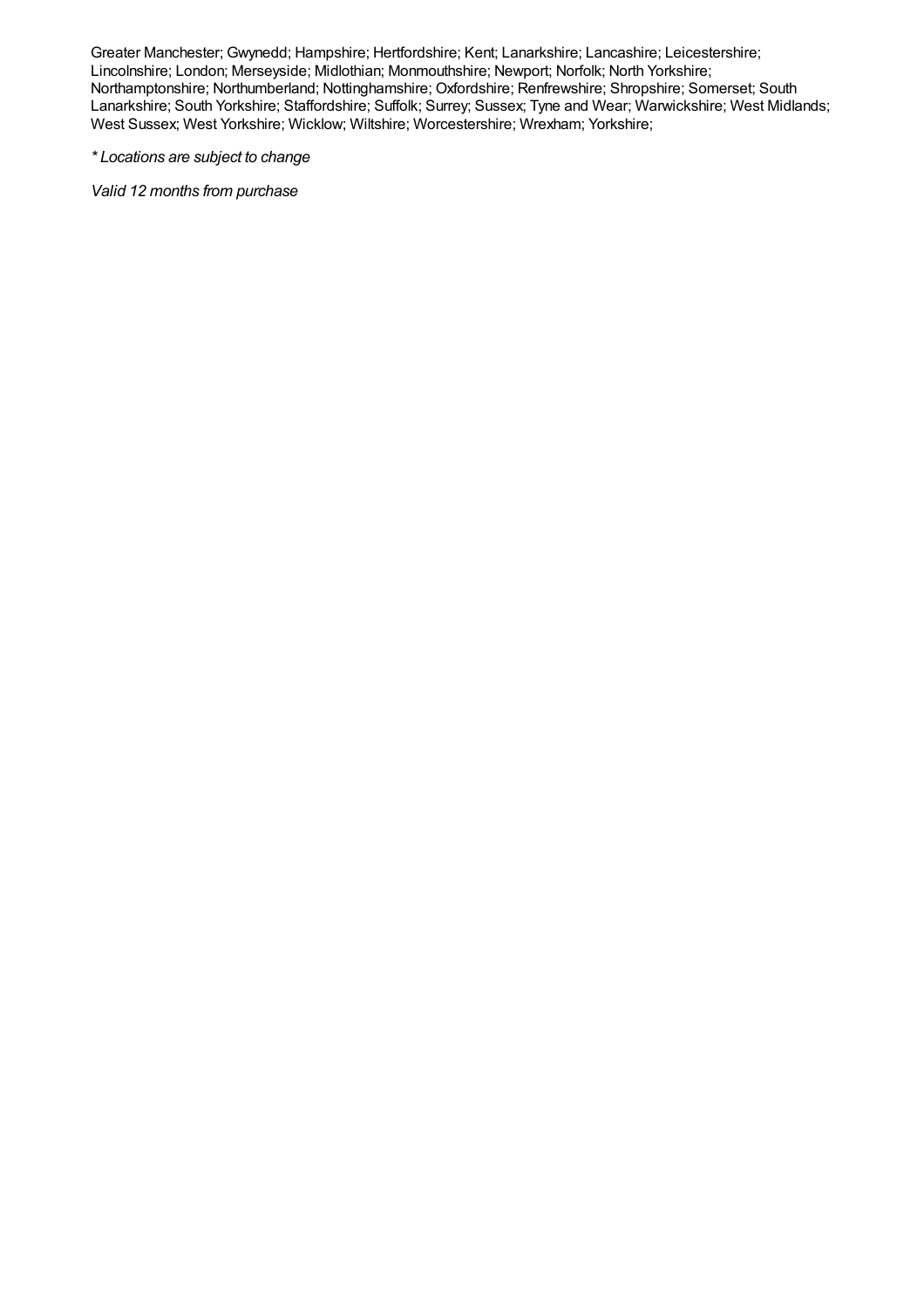Greater Manchester; Gwynedd; Hampshire; Hertfordshire; Kent; Lanarkshire; Lancashire; Leicestershire; Lincolnshire; London; Merseyside; Midlothian; Monmouthshire; Newport; Norfolk; North Yorkshire; Northamptonshire; Northumberland; Nottinghamshire; Oxfordshire; Renfrewshire; Shropshire; Somerset; South Lanarkshire; South Yorkshire; Staffordshire; Suffolk; Surrey; Sussex; Tyne and Wear; Warwickshire; West Midlands; West Sussex; West Yorkshire; Wicklow; Wiltshire; Worcestershire; Wrexham; Yorkshire;

*\* Locations are subject to change*

*Valid 12 months from purchase*